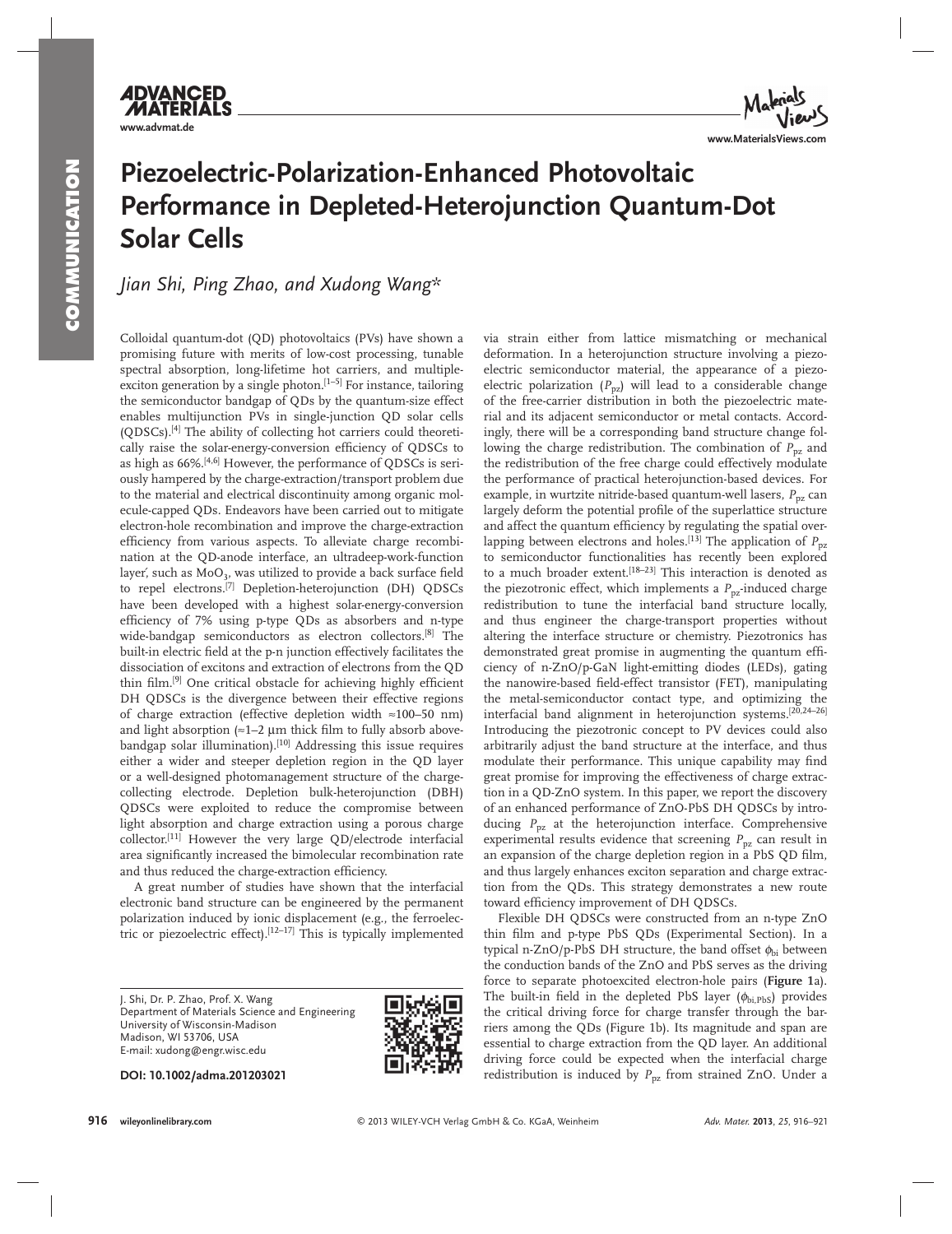# Piezoelectric-Polarization-Enhanced Photovoltaic Performance in Depleted-Heterojunction Quantum-Dot Solar Cells

*Jian Shi, Ping Zhao, and Xudong Wang\**

Colloidal quantum-dot (QD) photovoltaics (PVs) have shown a promising future with merits of low-cost processing, tunable spectral absorption, long-lifetime hot carriers, and multiple-exciton generation by a single photon.[1–5] For instance, tailoring the semiconductor bandgap of QDs by the quantum-size effect enables multijunction PVs in single-junction QD solar cells (QDSCs).[4] The ability of collecting hot carriers could theoretically raise the solar-energy-conversion efficiency of QDSCs to as high as 66%.[4,6] However, the performance of QDSCs is seriously hampered by the charge-extraction/transport problem due to the material and electrical discontinuity among organic molecule-capped QDs. Endeavors have been carried out to mitigate electron-hole recombination and improve the charge-extraction efficiency from various aspects. To alleviate charge recombination at the QD-anode interface, an ultradeep-work-function layer, such as $MoO_3$, was utilized to provide a back surface field to repel electrons.[7] Depletion-heterojunction (DH) QDSCs have been developed with a highest solar-energy-conversion efficiency of 7% using p-type QDs as absorbers and n-type wide-bandgap semiconductors as electron collectors.[8] The built-in electric field at the p-n junction effectively facilitates the dissociation of excitons and extraction of electrons from the QD thin film.[9] One critical obstacle for achieving highly efficient DH QDSCs is the divergence between their effective regions of charge extraction (effective depletion width ≈100–50 nm) and light absorption (≈1–2 μm thick film to fully absorb above-bandgap solar illumination).[10] Addressing this issue requires either a wider and steeper depletion region in the QD layer or a well-designed photomanagement structure of the charge-collecting electrode. Depletion bulk-heterojunction (DBH) QDSCs were exploited to reduce the compromise between light absorption and charge extraction using a porous charge collector.[11] However the very large QD/electrode interfacial area significantly increased the bimolecular recombination rate and thus reduced the charge-extraction efficiency.

A great number of studies have shown that the interfacial electronic band structure can be engineered by the permanent polarization induced by ionic displacement (e.g., the ferroelectric or piezoelectric effect).[12–17] This is typically implemented via strain either from lattice mismatching or mechanical deformation. In a heterojunction structure involving a piezoelectric semiconductor material, the appearance of a piezoelectric polarization ($P_{pz}$) will lead to a considerable change of the free-carrier distribution in both the piezoelectric material and its adjacent semiconductor or metal contacts. Accordingly, there will be a corresponding band structure change following the charge redistribution. The combination of $P_{pz}$ and the redistribution of the free charge could effectively modulate the performance of practical heterojunction-based devices. For example, in wurtzite nitride-based quantum-well lasers, $P_{pz}$ can largely deform the potential profile of the superlattice structure and affect the quantum efficiency by regulating the spatial overlapping between electrons and holes.[13] The application of $P_{pz}$ to semiconductor functionalities has recently been explored to a much broader extent.[18–23] This interaction is denoted as the piezotronic effect, which implements a $P_{pz}$-induced charge redistribution to tune the interfacial band structure locally, and thus engineer the charge-transport properties without altering the interface structure or chemistry. Piezotronics has demonstrated great promise in augmenting the quantum efficiency of n-ZnO/p-GaN light-emitting diodes (LEDs), gating the nanowire-based field-effect transistor (FET), manipulating the metal-semiconductor contact type, and optimizing the interfacial band alignment in heterojunction systems.[20,24–26] Introducing the piezotronic concept to PV devices could also arbitrarily adjust the band structure at the interface, and thus modulate their performance. This unique capability may find great promise for improving the effectiveness of charge extraction in a QD-ZnO system. In this paper, we report the discovery of an enhanced performance of ZnO-PbS DH QDSCs by introducing $P_{pz}$ at the heterojunction interface. Comprehensive experimental results evidence that screening $P_{pz}$ can result in an expansion of the charge depletion region in a PbS QD film, and thus largely enhances exciton separation and charge extraction from the QDs. This strategy demonstrates a new route toward efficiency improvement of DH QDSCs.

Flexible DH QDSCs were constructed from an n-type ZnO thin film and p-type PbS QDs (Experimental Section). In a typical n-ZnO/p-PbS DH structure, the band offset $\phi_{bi}$ between the conduction bands of the ZnO and PbS serves as the driving force to separate photoexcited electron-hole pairs (**Figure 1**a). The built-in field in the depleted PbS layer ($\phi_{bi,PbS}$) provides the critical driving force for charge transfer through the barriers among the QDs (Figure 1b). Its magnitude and span are essential to charge extraction from the QD layer. An additional driving force could be expected when the interfacial charge redistribution is induced by $P_{pz}$ from strained ZnO. Under a

J. Shi, Dr. P. Zhao, Prof. X. Wang
Department of Materials Science and Engineering
University of Wisconsin-Madison
Madison, WI 53706, USA
E-mail: xudong@engr.wisc.edu

**DOI: 10.1002/adma.201203021**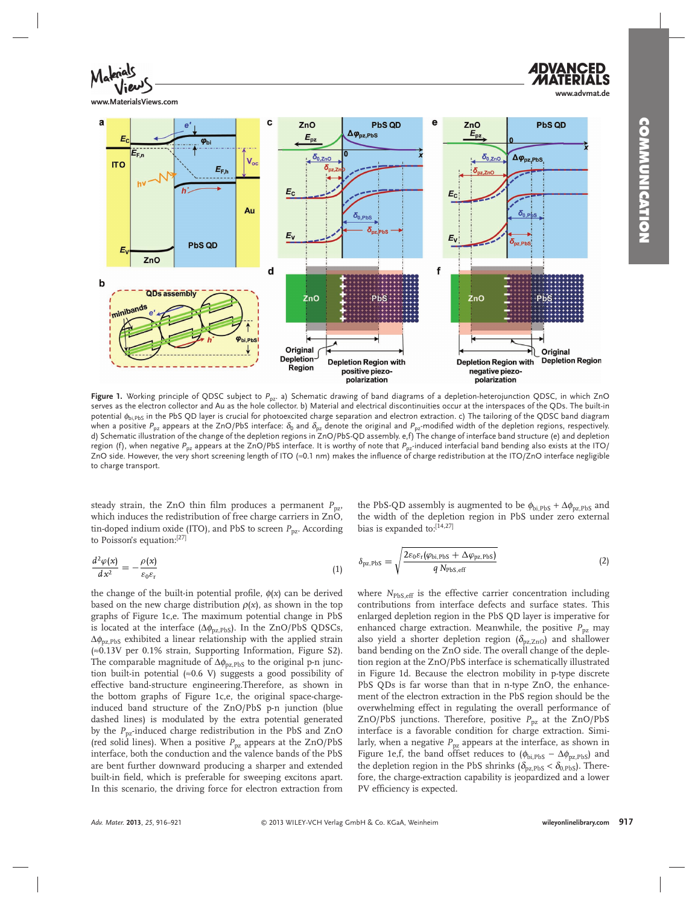**Figure 1.** Working principle of QDSC subject to $P_{pz}$. a) Schematic drawing of band diagrams of a depletion-heterojunction QDSC, in which ZnO serves as the electron collector and Au as the hole collector. b) Material and electrical discontinuities occur at the interspaces of the QDs. The built-in potential $\phi_{bi,PbS}$ in the PbS QD layer is crucial for photoexcited charge separation and electron extraction. c) The tailoring of the QDSC band diagram when a positive $P_{pz}$ appears at the ZnO/PbS interface: $\delta_0$ and $\delta_{pz}$ denote the original and $P_{pz}$-modified width of the depletion regions, respectively. d) Schematic illustration of the change of the depletion regions in ZnO/PbS-QD assembly. e,f) The change of interface band structure (e) and depletion region (f), when negative $P_{pz}$ appears at the ZnO/PbS interface. It is worthy of note that $P_{pz}$-induced interfacial band bending also exists at the ITO/ZnO side. However, the very short screening length of ITO (≈0.1 nm) makes the influence of charge redistribution at the ITO/ZnO interface negligible to charge transport.

steady strain, the ZnO thin film produces a permanent $P_{pz}$, which induces the redistribution of free charge carriers in ZnO, tin-doped indium oxide (ITO), and PbS to screen $P_{pz}$. According to Poisson's equation:[27]

$$\frac{d^2\varphi(x)}{dx^2} = -\frac{\rho(x)}{\varepsilon_0\varepsilon_r} \tag{1}$$

the change of the built-in potential profile, $\phi(x)$ can be derived based on the new charge distribution $\rho(x)$, as shown in the top graphs of Figure 1c,e. The maximum potential change in PbS is located at the interface ($\Delta\phi_{pz,PbS}$). In the ZnO/PbS QDSCs, $\Delta\phi_{pz,PbS}$ exhibited a linear relationship with the applied strain (≈0.13V per 0.1% strain, Supporting Information, Figure S2). The comparable magnitude of $\Delta\phi_{pz,PbS}$ to the original p-n junction built-in potential (≈0.6 V) suggests a good possibility of effective band-structure engineering.Therefore, as shown in the bottom graphs of Figure 1c,e, the original space-charge-induced band structure of the ZnO/PbS p-n junction (blue dashed lines) is modulated by the extra potential generated by the $P_{pz}$-induced charge redistribution in the PbS and ZnO (red solid lines). When a positive $P_{pz}$ appears at the ZnO/PbS interface, both the conduction and the valence bands of the PbS are bent further downward producing a sharper and extended built-in field, which is preferable for sweeping excitons apart. In this scenario, the driving force for electron extraction from the PbS-QD assembly is augmented to be $\phi_{bi,PbS} + \Delta\phi_{pz,PbS}$ and the width of the depletion region in PbS under zero external bias is expanded to:[14,27]

$$\delta_{pz,PbS} = \sqrt{\frac{2\varepsilon_0\varepsilon_r(\varphi_{bi,PbS} + \Delta\varphi_{pz,PbS})}{q\,N_{PbS,eff}}} \tag{2}$$

where $N_{PbS,eff}$ is the effective carrier concentration including contributions from interface defects and surface states. This enlarged depletion region in the PbS QD layer is imperative for enhanced charge extraction. Meanwhile, the positive $P_{pz}$ may also yield a shorter depletion region ($\delta_{pz,ZnO}$) and shallower band bending on the ZnO side. The overall change of the depletion region at the ZnO/PbS interface is schematically illustrated in Figure 1d. Because the electron mobility in p-type discrete PbS QDs is far worse than that in n-type ZnO, the enhancement of the electron extraction in the PbS region should be the overwhelming effect in regulating the overall performance of ZnO/PbS junctions. Therefore, positive $P_{pz}$ at the ZnO/PbS interface is a favorable condition for charge extraction. Similarly, when a negative $P_{pz}$ appears at the interface, as shown in Figure 1e,f, the band offset reduces to ($\phi_{bi,PbS} - \Delta\phi_{pz,PbS}$) and the depletion region in the PbS shrinks ($\delta_{pz,PbS} < \delta_{0,PbS}$). Therefore, the charge-extraction capability is jeopardized and a lower PV efficiency is expected.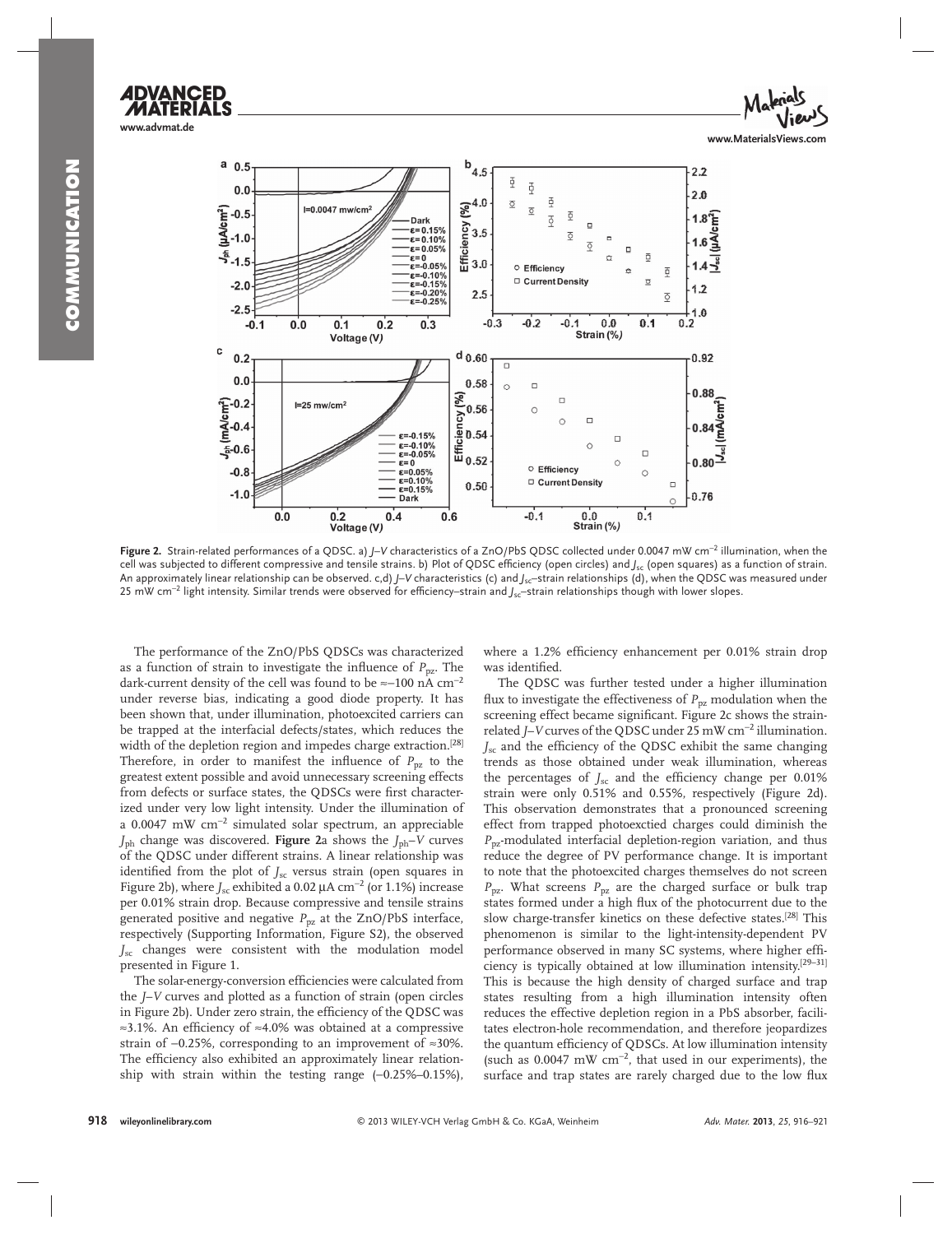**Figure 2.** Strain-related performances of a QDSC. a) *J*–*V* characteristics of a ZnO/PbS QDSC collected under 0.0047 mW cm$^{-2}$ illumination, when the cell was subjected to different compressive and tensile strains. b) Plot of QDSC efficiency (open circles) and $J_{sc}$ (open squares) as a function of strain. An approximately linear relationship can be observed. c,d) *J*–*V* characteristics (c) and $J_{sc}$–strain relationships (d), when the QDSC was measured under 25 mW cm$^{-2}$ light intensity. Similar trends were observed for efficiency–strain and $J_{sc}$–strain relationships though with lower slopes.

The performance of the ZnO/PbS QDSCs was characterized as a function of strain to investigate the influence of $P_{pz}$. The dark-current density of the cell was found to be ≈–100 nA cm$^{-2}$ under reverse bias, indicating a good diode property. It has been shown that, under illumination, photoexcited carriers can be trapped at the interfacial defects/states, which reduces the width of the depletion region and impedes charge extraction.[28] Therefore, in order to manifest the influence of $P_{pz}$ to the greatest extent possible and avoid unnecessary screening effects from defects or surface states, the QDSCs were first characterized under very low light intensity. Under the illumination of a 0.0047 mW cm$^{-2}$ simulated solar spectrum, an appreciable $J_{ph}$ change was discovered. **Figure 2**a shows the $J_{ph}$–*V* curves of the QDSC under different strains. A linear relationship was identified from the plot of $J_{sc}$ versus strain (open squares in Figure 2b), where $J_{sc}$ exhibited a 0.02 μA cm$^{-2}$ (or 1.1%) increase per 0.01% strain drop. Because compressive and tensile strains generated positive and negative $P_{pz}$ at the ZnO/PbS interface, respectively (Supporting Information, Figure S2), the observed $J_{sc}$ changes were consistent with the modulation model presented in Figure 1.

The solar-energy-conversion efficiencies were calculated from the *J*–*V* curves and plotted as a function of strain (open circles in Figure 2b). Under zero strain, the efficiency of the QDSC was ≈3.1%. An efficiency of ≈4.0% was obtained at a compressive strain of –0.25%, corresponding to an improvement of ≈30%. The efficiency also exhibited an approximately linear relationship with strain within the testing range (–0.25%–0.15%), where a 1.2% efficiency enhancement per 0.01% strain drop was identified.

The QDSC was further tested under a higher illumination flux to investigate the effectiveness of $P_{pz}$ modulation when the screening effect became significant. Figure 2c shows the strain-related *J*–*V* curves of the QDSC under 25 mW cm$^{-2}$ illumination. $J_{sc}$ and the efficiency of the QDSC exhibit the same changing trends as those obtained under weak illumination, whereas the percentages of $J_{sc}$ and the efficiency change per 0.01% strain were only 0.51% and 0.55%, respectively (Figure 2d). This observation demonstrates that a pronounced screening effect from trapped photoexctied charges could diminish the $P_{pz}$-modulated interfacial depletion-region variation, and thus reduce the degree of PV performance change. It is important to note that the photoexcited charges themselves do not screen $P_{pz}$. What screens $P_{pz}$ are the charged surface or bulk trap states formed under a high flux of the photocurrent due to the slow charge-transfer kinetics on these defective states.[28] This phenomenon is similar to the light-intensity-dependent PV performance observed in many SC systems, where higher efficiency is typically obtained at low illumination intensity.[29–31] This is because the high density of charged surface and trap states resulting from a high illumination intensity often reduces the effective depletion region in a PbS absorber, facilitates electron-hole recommendation, and therefore jeopardizes the quantum efficiency of QDSCs. At low illumination intensity (such as 0.0047 mW cm$^{-2}$, that used in our experiments), the surface and trap states are rarely charged due to the low flux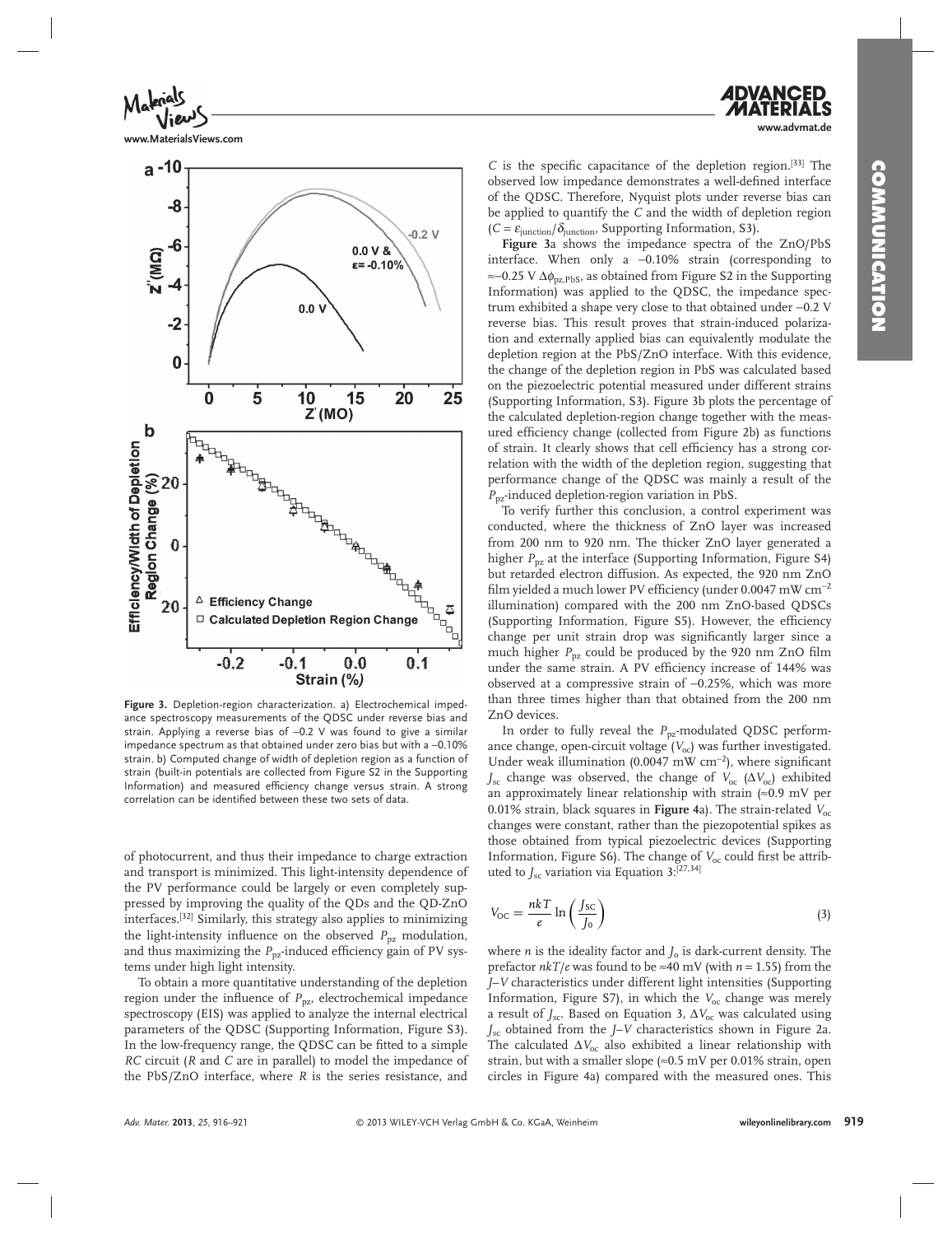**Figure 3.** Depletion-region characterization. a) Electrochemical impedance spectroscopy measurements of the QDSC under reverse bias and strain. Applying a reverse bias of –0.2 V was found to give a similar impedance spectrum as that obtained under zero bias but with a –0.10% strain. b) Computed change of width of depletion region as a function of strain (built-in potentials are collected from Figure S2 in the Supporting Information) and measured efficiency change versus strain. A strong correlation can be identified between these two sets of data.

of photocurrent, and thus their impedance to charge extraction and transport is minimized. This light-intensity dependence of the PV performance could be largely or even completely suppressed by improving the quality of the QDs and the QD-ZnO interfaces.[32] Similarly, this strategy also applies to minimizing the light-intensity influence on the observed $P_{pz}$ modulation, and thus maximizing the $P_{pz}$-induced efficiency gain of PV systems under high light intensity.

To obtain a more quantitative understanding of the depletion region under the influence of $P_{pz}$, electrochemical impedance spectroscopy (EIS) was applied to analyze the internal electrical parameters of the QDSC (Supporting Information, Figure S3). In the low-frequency range, the QDSC can be fitted to a simple *RC* circuit (*R* and *C* are in parallel) to model the impedance of the PbS/ZnO interface, where *R* is the series resistance, and *C* is the specific capacitance of the depletion region.[33] The observed low impedance demonstrates a well-defined interface of the QDSC. Therefore, Nyquist plots under reverse bias can be applied to quantify the *C* and the width of depletion region ($C = \varepsilon_{junction}/\delta_{junction}$, Supporting Information, S3).

**Figure 3**a shows the impedance spectra of the ZnO/PbS interface. When only a –0.10% strain (corresponding to ≈–0.25 V $\Delta\phi_{pz,PbS}$, as obtained from Figure S2 in the Supporting Information) was applied to the QDSC, the impedance spectrum exhibited a shape very close to that obtained under –0.2 V reverse bias. This result proves that strain-induced polarization and externally applied bias can equivalently modulate the depletion region at the PbS/ZnO interface. With this evidence, the change of the depletion region in PbS was calculated based on the piezoelectric potential measured under different strains (Supporting Information, S3). Figure 3b plots the percentage of the calculated depletion-region change together with the measured efficiency change (collected from Figure 2b) as functions of strain. It clearly shows that cell efficiency has a strong correlation with the width of the depletion region, suggesting that performance change of the QDSC was mainly a result of the $P_{pz}$-induced depletion-region variation in PbS.

To verify further this conclusion, a control experiment was conducted, where the thickness of ZnO layer was increased from 200 nm to 920 nm. The thicker ZnO layer generated a higher $P_{pz}$ at the interface (Supporting Information, Figure S4) but retarded electron diffusion. As expected, the 920 nm ZnO film yielded a much lower PV efficiency (under 0.0047 mW cm$^{-2}$ illumination) compared with the 200 nm ZnO-based QDSCs (Supporting Information, Figure S5). However, the efficiency change per unit strain drop was significantly larger since a much higher $P_{pz}$ could be produced by the 920 nm ZnO film under the same strain. A PV efficiency increase of 144% was observed at a compressive strain of –0.25%, which was more than three times higher than that obtained from the 200 nm ZnO devices.

In order to fully reveal the $P_{pz}$-modulated QDSC performance change, open-circuit voltage ($V_{oc}$) was further investigated. Under weak illumination (0.0047 mW cm$^{-2}$), where significant $J_{sc}$ change was observed, the change of $V_{oc}$ ($\Delta V_{oc}$) exhibited an approximately linear relationship with strain (≈0.9 mV per 0.01% strain, black squares in **Figure 4**a). The strain-related $V_{oc}$ changes were constant, rather than the piezopotential spikes as those obtained from typical piezoelectric devices (Supporting Information, Figure S6). The change of $V_{oc}$ could first be attributed to $J_{sc}$ variation via Equation 3:[27,34]

$$V_{OC} = \frac{nkT}{e}\ln\left(\frac{J_{SC}}{J_0}\right) \tag{3}$$

where *n* is the ideality factor and $J_o$ is dark-current density. The prefactor $nkT/e$ was found to be ≈40 mV (with $n = 1.55$) from the *J–V* characteristics under different light intensities (Supporting Information, Figure S7), in which the $V_{oc}$ change was merely a result of $J_{sc}$. Based on Equation 3, $\Delta V_{oc}$ was calculated using $J_{sc}$ obtained from the *J–V* characteristics shown in Figure 2a. The calculated $\Delta V_{oc}$ also exhibited a linear relationship with strain, but with a smaller slope (≈0.5 mV per 0.01% strain, open circles in Figure 4a) compared with the measured ones. This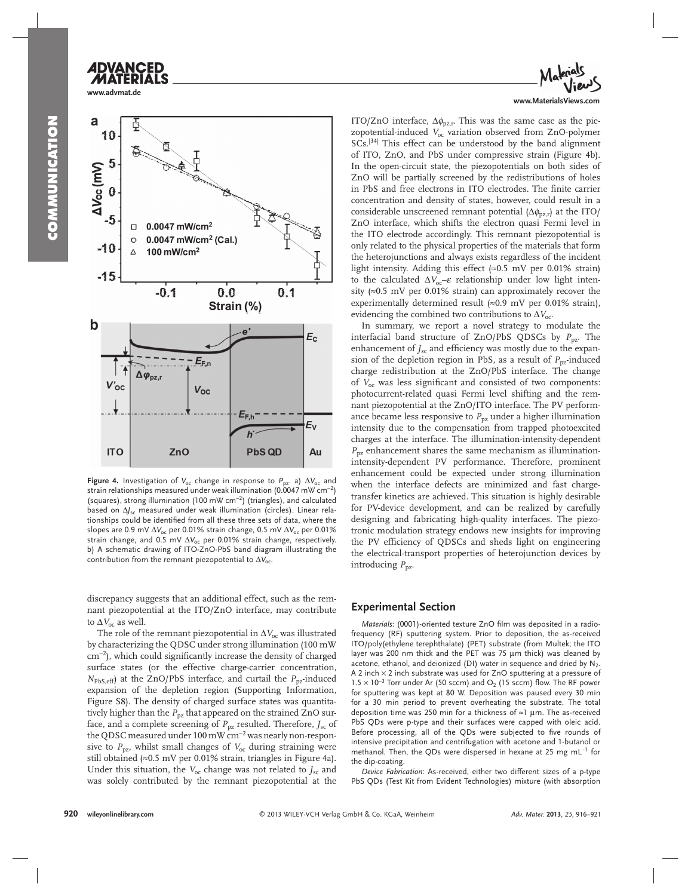**Figure 4.** Investigation of $V_{oc}$ change in response to $P_{pz}$. a) $\Delta V_{oc}$ and strain relationships measured under weak illumination (0.0047 mW cm$^{-2}$) (squares), strong illumination (100 mW cm$^{-2}$) (triangles), and calculated based on $\Delta J_{sc}$ measured under weak illumination (circles). Linear relationships could be identified from all these three sets of data, where the slopes are 0.9 mV $\Delta V_{oc}$ per 0.01% strain change, 0.5 mV $\Delta V_{oc}$ per 0.01% strain change, and 0.5 mV $\Delta V_{oc}$ per 0.01% strain change, respectively. b) A schematic drawing of ITO-ZnO-PbS band diagram illustrating the contribution from the remnant piezopotential to $\Delta V_{oc}$.

discrepancy suggests that an additional effect, such as the remnant piezopotential at the ITO/ZnO interface, may contribute to $\Delta V_{oc}$ as well.

The role of the remnant piezopotential in $\Delta V_{oc}$ was illustrated by characterizing the QDSC under strong illumination (100 mW cm$^{-2}$), which could significantly increase the density of charged surface states (or the effective charge-carrier concentration, $N_{PbS,eff}$) at the ZnO/PbS interface, and curtail the $P_{pz}$-induced expansion of the depletion region (Supporting Information, Figure S8). The density of charged surface states was quantitatively higher than the $P_{pz}$ that appeared on the strained ZnO surface, and a complete screening of $P_{pz}$ resulted. Therefore, $J_{sc}$ of the QDSC measured under 100 mW cm$^{-2}$ was nearly non-responsive to $P_{pz}$, whilst small changes of $V_{oc}$ during straining were still obtained (≈0.5 mV per 0.01% strain, triangles in Figure 4a). Under this situation, the $V_{oc}$ change was not related to $J_{sc}$ and was solely contributed by the remnant piezopotential at the ITO/ZnO interface, $\Delta\phi_{pz,r}$. This was the same case as the piezopotential-induced $V_{oc}$ variation observed from ZnO-polymer SCs.[34] This effect can be understood by the band alignment of ITO, ZnO, and PbS under compressive strain (Figure 4b). In the open-circuit state, the piezopotentials on both sides of ZnO will be partially screened by the redistributions of holes in PbS and free electrons in ITO electrodes. The finite carrier concentration and density of states, however, could result in a considerable unscreened remnant potential ($\Delta\phi_{pz,r}$) at the ITO/ZnO interface, which shifts the electron quasi Fermi level in the ITO electrode accordingly. This remnant piezopotential is only related to the physical properties of the materials that form the heterojunctions and always exists regardless of the incident light intensity. Adding this effect (≈0.5 mV per 0.01% strain) to the calculated $\Delta V_{oc}$–$\varepsilon$ relationship under low light intensity (≈0.5 mV per 0.01% strain) can approximately recover the experimentally determined result (≈0.9 mV per 0.01% strain), evidencing the combined two contributions to $\Delta V_{oc}$.

In summary, we report a novel strategy to modulate the interfacial band structure of ZnO/PbS QDSCs by $P_{pz}$. The enhancement of $J_{sc}$ and efficiency was mostly due to the expansion of the depletion region in PbS, as a result of $P_{pz}$-induced charge redistribution at the ZnO/PbS interface. The change of $V_{oc}$ was less significant and consisted of two components: photocurrent-related quasi Fermi level shifting and the remnant piezopotential at the ZnO/ITO interface. The PV performance became less responsive to $P_{pz}$ under a higher illumination intensity due to the compensation from trapped photoexcited charges at the interface. The illumination-intensity-dependent $P_{pz}$ enhancement shares the same mechanism as illumination-intensity-dependent PV performance. Therefore, prominent enhancement could be expected under strong illumination when the interface defects are minimized and fast charge-transfer kinetics are achieved. This situation is highly desirable for PV-device development, and can be realized by carefully designing and fabricating high-quality interfaces. The piezotronic modulation strategy endows new insights for improving the PV efficiency of QDSCs and sheds light on engineering the electrical-transport properties of heterojunction devices by introducing $P_{pz}$.

## Experimental Section

*Materials*: (0001)-oriented texture ZnO film was deposited in a radio-frequency (RF) sputtering system. Prior to deposition, the as-received ITO/poly(ethylene terephthalate) (PET) substrate (from Multek; the ITO layer was 200 nm thick and the PET was 75 μm thick) was cleaned by acetone, ethanol, and deionized (DI) water in sequence and dried by $N_2$. A 2 inch × 2 inch substrate was used for ZnO sputtering at a pressure of $1.5 \times 10^{-3}$ Torr under Ar (50 sccm) and $O_2$ (15 sccm) flow. The RF power for sputtering was kept at 80 W. Deposition was paused every 30 min for a 30 min period to prevent overheating the substrate. The total deposition time was 250 min for a thickness of ≈1 μm. The as-received PbS QDs were p-type and their surfaces were capped with oleic acid. Before processing, all of the QDs were subjected to five rounds of intensive precipitation and centrifugation with acetone and 1-butanol or methanol. Then, the QDs were dispersed in hexane at 25 mg mL$^{-1}$ for the dip-coating.

*Device Fabrication*: As-received, either two different sizes of a p-type PbS QDs (Test Kit from Evident Technologies) mixture (with absorption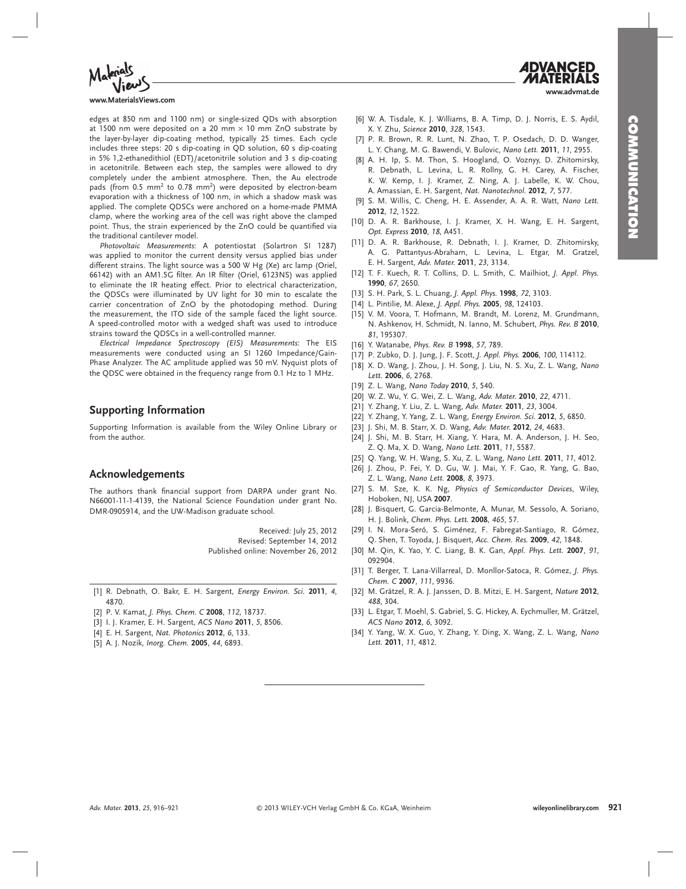edges at 850 nm and 1100 nm) or single-sized QDs with absorption at 1500 nm were deposited on a 20 mm × 10 mm ZnO substrate by the layer-by-layer dip-coating method, typically 25 times. Each cycle includes three steps: 20 s dip-coating in QD solution, 60 s dip-coating in 5% 1,2-ethanedithiol (EDT)/acetonitrile solution and 3 s dip-coating in acetonitrile. Between each step, the samples were allowed to dry completely under the ambient atmosphere. Then, the Au electrode pads (from 0.5 $mm^2$ to 0.78 $mm^2$) were deposited by electron-beam evaporation with a thickness of 100 nm, in which a shadow mask was applied. The complete QDSCs were anchored on a home-made PMMA clamp, where the working area of the cell was right above the clamped point. Thus, the strain experienced by the ZnO could be quantified via the traditional cantilever model.

*Photovoltaic Measurements*: A potentiostat (Solartron SI 1287) was applied to monitor the current density versus applied bias under different strains. The light source was a 500 W Hg (Xe) arc lamp (Oriel, 66142) with an AM1.5G filter. An IR filter (Oriel, 6123NS) was applied to eliminate the IR heating effect. Prior to electrical characterization, the QDSCs were illuminated by UV light for 30 min to escalate the carrier concentration of ZnO by the photodoping method. During the measurement, the ITO side of the sample faced the light source. A speed-controlled motor with a wedged shaft was used to introduce strains toward the QDSCs in a well-controlled manner.

*Electrical Impedance Spectroscopy (EIS) Measurements*: The EIS measurements were conducted using an SI 1260 Impedance/Gain-Phase Analyzer. The AC amplitude applied was 50 mV. Nyquist plots of the QDSC were obtained in the frequency range from 0.1 Hz to 1 MHz.

## Supporting Information

Supporting Information is available from the Wiley Online Library or from the author.

## Acknowledgements

The authors thank financial support from DARPA under grant No. N66001-11-1-4139, the National Science Foundation under grant No. DMR-0905914, and the UW-Madison graduate school.

Received: July 25, 2012
Revised: September 14, 2012
Published online: November 26, 2012

[1] R. Debnath, O. Bakr, E. H. Sargent, *Energy Environ. Sci.* **2011**, *4*, 4870.
[2] P. V. Kamat, *J. Phys. Chem. C* **2008**, *112*, 18737.
[3] I. J. Kramer, E. H. Sargent, *ACS Nano* **2011**, *5*, 8506.
[4] E. H. Sargent, *Nat. Photonics* **2012**, *6*, 133.
[5] A. J. Nozik, *Inorg. Chem.* **2005**, *44*, 6893.
[6] W. A. Tisdale, K. J. Williams, B. A. Timp, D. J. Norris, E. S. Aydil, X. Y. Zhu, *Science* **2010**, *328*, 1543.
[7] P. R. Brown, R. R. Lunt, N. Zhao, T. P. Osedach, D. D. Wanger, L. Y. Chang, M. G. Bawendi, V. Bulovic, *Nano Lett.* **2011**, *11*, 2955.
[8] A. H. Ip, S. M. Thon, S. Hoogland, O. Voznyy, D. Zhitomirsky, R. Debnath, L. Levina, L. R. Rollny, G. H. Carey, A. Fischer, K. W. Kemp, I. J. Kramer, Z. Ning, A. J. Labelle, K. W. Chou, A. Amassian, E. H. Sargent, *Nat. Nanotechnol.* **2012**, *7*, 577.
[9] S. M. Willis, C. Cheng, H. E. Assender, A. A. R. Watt, *Nano Lett.* **2012**, *12*, 1522.
[10] D. A. R. Barkhouse, I. J. Kramer, X. H. Wang, E. H. Sargent, *Opt. Express* **2010**, *18*, A451.
[11] D. A. R. Barkhouse, R. Debnath, I. J. Kramer, D. Zhitomirsky, A. G. Pattantyus-Abraham, L. Levina, L. Etgar, M. Gratzel, E. H. Sargent, *Adv. Mater.* **2011**, *23*, 3134.
[12] T. F. Kuech, R. T. Collins, D. L. Smith, C. Mailhiot, *J. Appl. Phys.* **1990**, *67*, 2650.
[13] S. H. Park, S. L. Chuang, *J. Appl. Phys.* **1998**, *72*, 3103.
[14] L. Pintilie, M. Alexe, *J. Appl. Phys.* **2005**, *98*, 124103.
[15] V. M. Voora, T. Hofmann, M. Brandt, M. Lorenz, M. Grundmann, N. Ashkenov, H. Schmidt, N. Ianno, M. Schubert, *Phys. Rev. B* **2010**, *81*, 195307.
[16] Y. Watanabe, *Phys. Rev. B* **1998**, *57*, 789.
[17] P. Zubko, D. J. Jung, J. F. Scott, *J. Appl. Phys.* **2006**, *100*, 114112.
[18] X. D. Wang, J. Zhou, J. H. Song, J. Liu, N. S. Xu, Z. L. Wang, *Nano Lett.* **2006**, *6*, 2768.
[19] Z. L. Wang, *Nano Today* **2010**, *5*, 540.
[20] W. Z. Wu, Y. G. Wei, Z. L. Wang, *Adv. Mater.* **2010**, *22*, 4711.
[21] Y. Zhang, Y. Liu, Z. L. Wang, *Adv. Mater.* **2011**, *23*, 3004.
[22] Y. Zhang, Y. Yang, Z. L. Wang, *Energy Environ. Sci.* **2012**, *5*, 6850.
[23] J. Shi, M. B. Starr, X. D. Wang, *Adv. Mater.* **2012**, *24*, 4683.
[24] J. Shi, M. B. Starr, H. Xiang, Y. Hara, M. A. Anderson, J. H. Seo, Z. Q. Ma, X. D. Wang, *Nano Lett.* **2011**, *11*, 5587.
[25] Q. Yang, W. H. Wang, S. Xu, Z. L. Wang, *Nano Lett.* **2011**, *11*, 4012.
[26] J. Zhou, P. Fei, Y. D. Gu, W. J. Mai, Y. F. Gao, R. Yang, G. Bao, Z. L. Wang, *Nano Lett.* **2008**, *8*, 3973.
[27] S. M. Sze, K. K. Ng, *Physics of Semiconductor Devices*, Wiley, Hoboken, NJ, USA **2007**.
[28] J. Bisquert, G. Garcia-Belmonte, A. Munar, M. Sessolo, A. Soriano, H. J. Bolink, *Chem. Phys. Lett.* **2008**, *465*, 57.
[29] I. N. Mora-Seró, S. Giménez, F. Fabregat-Santiago, R. Gómez, Q. Shen, T. Toyoda, J. Bisquert, *Acc. Chem. Res.* **2009**, *42*, 1848.
[30] M. Qin, K. Yao, Y. C. Liang, B. K. Gan, *Appl. Phys. Lett.* **2007**, *91*, 092904.
[31] T. Berger, T. Lana-Villarreal, D. Monllor-Satoca, R. Gómez, *J. Phys. Chem. C* **2007**, *111*, 9936.
[32] M. Grätzel, R. A. J. Janssen, D. B. Mitzi, E. H. Sargent, *Nature* **2012**, *488*, 304.
[33] L. Etgar, T. Moehl, S. Gabriel, S. G. Hickey, A. Eychmuller, M. Grätzel, *ACS Nano* **2012**, *6*, 3092.
[34] Y. Yang, W. X. Guo, Y. Zhang, Y. Ding, X. Wang, Z. L. Wang, *Nano Lett.* **2011**, *11*, 4812.